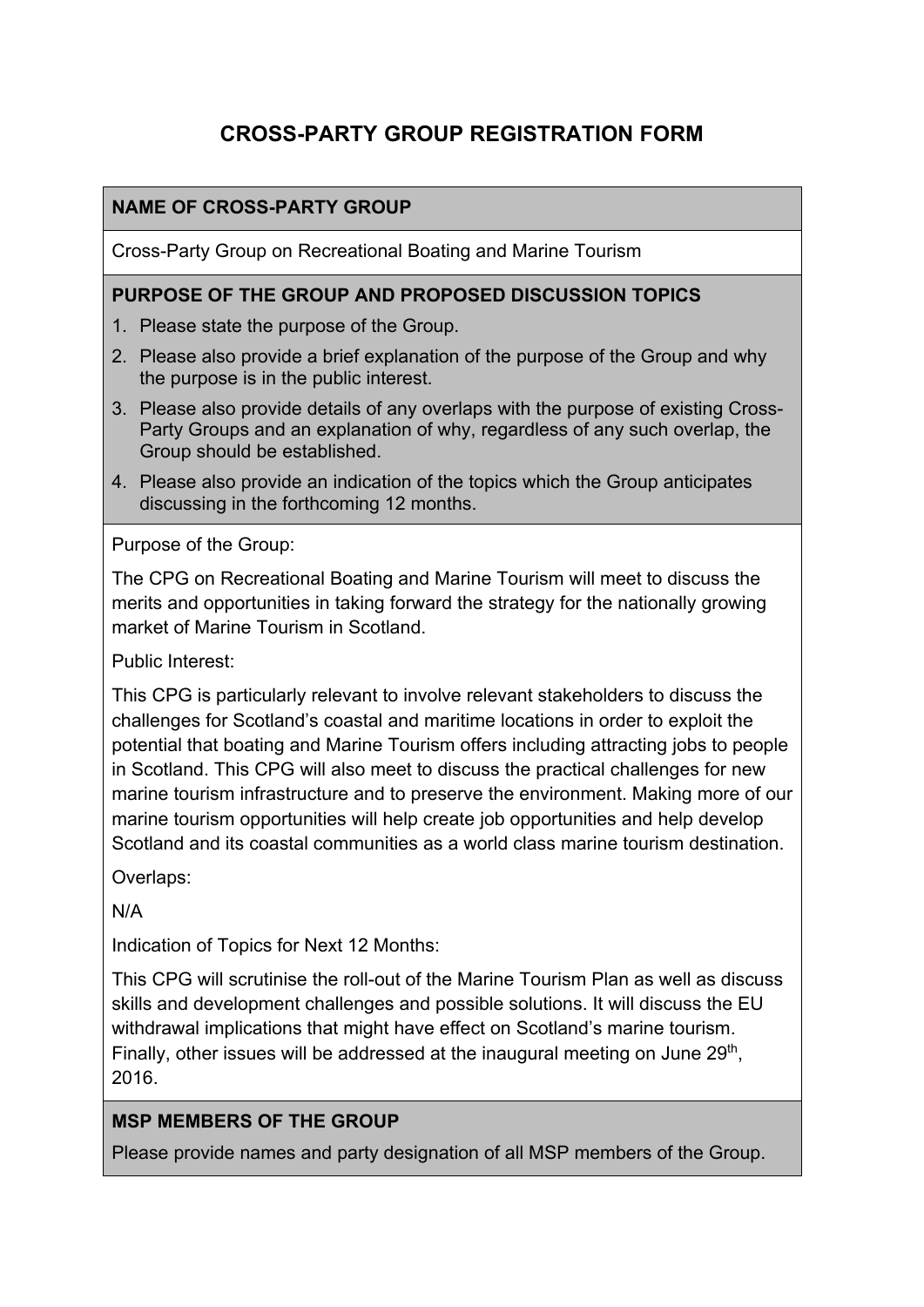# CROSS-PARTY GROUP REGISTRATION FORM

**NAME OF CROSS-PARTY GROUP**

Cross-Party Group on Recreational Boating and Marine Tourism

**PURPOSE OF THE GROUP AND PROPOSED DISCUSSION TOPICS**

1. Please state the purpose of the Group.
2. Please also provide a brief explanation of the purpose of the Group and why the purpose is in the public interest.
3. Please also provide details of any overlaps with the purpose of existing Cross-Party Groups and an explanation of why, regardless of any such overlap, the Group should be established.
4. Please also provide an indication of the topics which the Group anticipates discussing in the forthcoming 12 months.

Purpose of the Group:

The CPG on Recreational Boating and Marine Tourism will meet to discuss the merits and opportunities in taking forward the strategy for the nationally growing market of Marine Tourism in Scotland.

Public Interest:

This CPG is particularly relevant to involve relevant stakeholders to discuss the challenges for Scotland's coastal and maritime locations in order to exploit the potential that boating and Marine Tourism offers including attracting jobs to people in Scotland. This CPG will also meet to discuss the practical challenges for new marine tourism infrastructure and to preserve the environment. Making more of our marine tourism opportunities will help create job opportunities and help develop Scotland and its coastal communities as a world class marine tourism destination.

Overlaps:

N/A

Indication of Topics for Next 12 Months:

This CPG will scrutinise the roll-out of the Marine Tourism Plan as well as discuss skills and development challenges and possible solutions. It will discuss the EU withdrawal implications that might have effect on Scotland's marine tourism. Finally, other issues will be addressed at the inaugural meeting on June 29th, 2016.

**MSP MEMBERS OF THE GROUP**

Please provide names and party designation of all MSP members of the Group.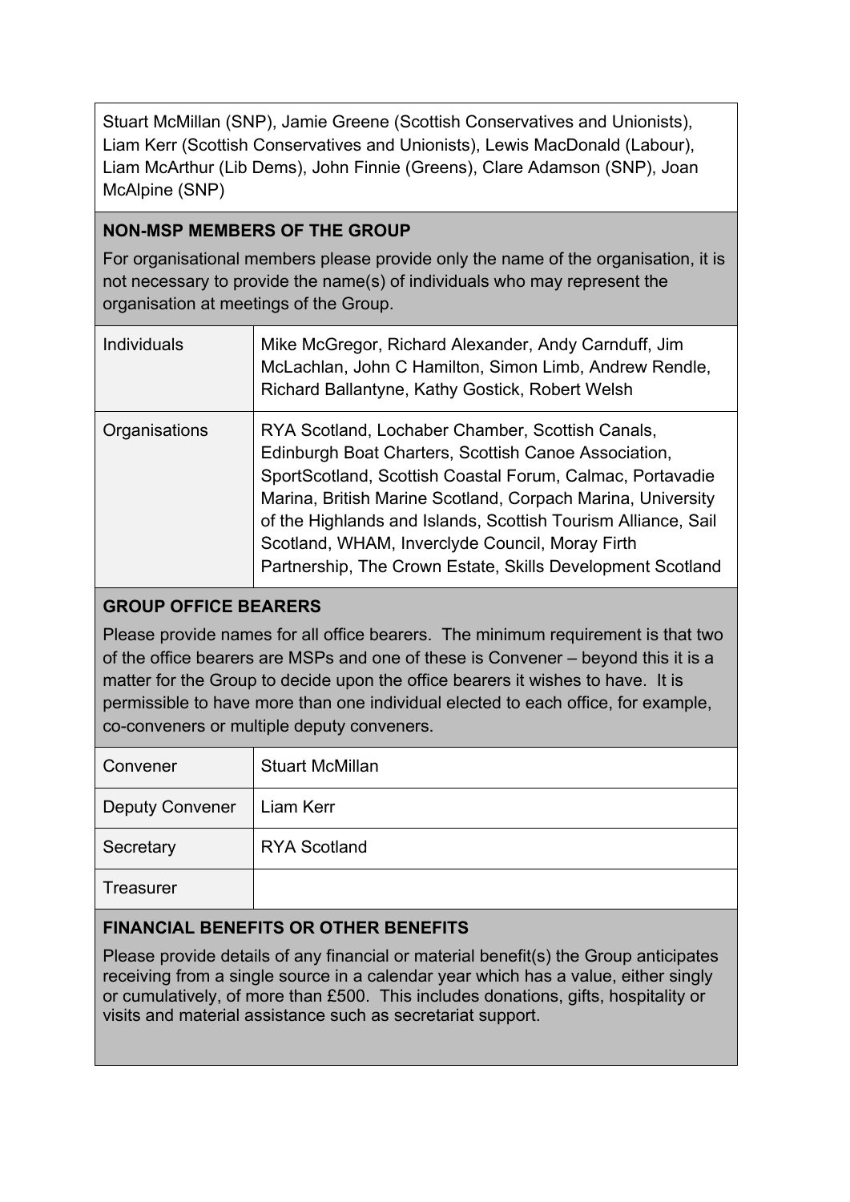Stuart McMillan (SNP), Jamie Greene (Scottish Conservatives and Unionists), Liam Kerr (Scottish Conservatives and Unionists), Lewis MacDonald (Labour), Liam McArthur (Lib Dems), John Finnie (Greens), Clare Adamson (SNP), Joan McAlpine (SNP)

**NON-MSP MEMBERS OF THE GROUP**

For organisational members please provide only the name of the organisation, it is not necessary to provide the name(s) of individuals who may represent the organisation at meetings of the Group.

| | |
|---|---|
| Individuals | Mike McGregor, Richard Alexander, Andy Carnduff, Jim McLachlan, John C Hamilton, Simon Limb, Andrew Rendle, Richard Ballantyne, Kathy Gostick, Robert Welsh |
| Organisations | RYA Scotland, Lochaber Chamber, Scottish Canals, Edinburgh Boat Charters, Scottish Canoe Association, SportScotland, Scottish Coastal Forum, Calmac, Portavadie Marina, British Marine Scotland, Corpach Marina, University of the Highlands and Islands, Scottish Tourism Alliance, Sail Scotland, WHAM, Inverclyde Council, Moray Firth Partnership, The Crown Estate, Skills Development Scotland |

**GROUP OFFICE BEARERS**

Please provide names for all office bearers. The minimum requirement is that two of the office bearers are MSPs and one of these is Convener – beyond this it is a matter for the Group to decide upon the office bearers it wishes to have. It is permissible to have more than one individual elected to each office, for example, co-conveners or multiple deputy conveners.

| | |
|---|---|
| Convener | Stuart McMillan |
| Deputy Convener | Liam Kerr |
| Secretary | RYA Scotland |
| Treasurer | |

**FINANCIAL BENEFITS OR OTHER BENEFITS**

Please provide details of any financial or material benefit(s) the Group anticipates receiving from a single source in a calendar year which has a value, either singly or cumulatively, of more than £500. This includes donations, gifts, hospitality or visits and material assistance such as secretariat support.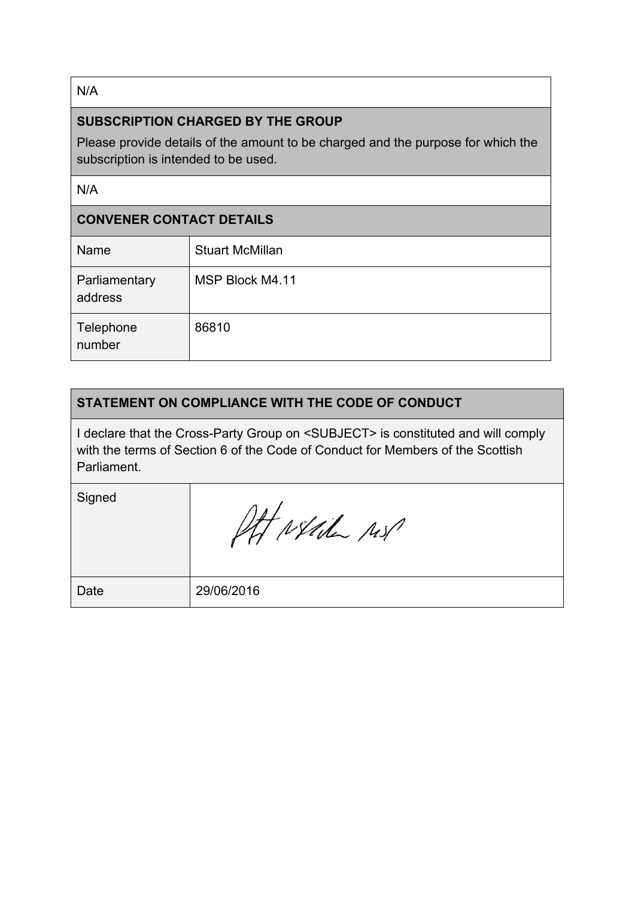N/A

**SUBSCRIPTION CHARGED BY THE GROUP**

Please provide details of the amount to be charged and the purpose for which the subscription is intended to be used.

N/A

**CONVENER CONTACT DETAILS**

| | |
|---|---|
| Name | Stuart McMillan |
| Parliamentary address | MSP Block M4.11 |
| Telephone number | 86810 |

**STATEMENT ON COMPLIANCE WITH THE CODE OF CONDUCT**

I declare that the Cross-Party Group on <SUBJECT> is constituted and will comply with the terms of Section 6 of the Code of Conduct for Members of the Scottish Parliament.

| | |
|---|---|
| Signed | Stuart McMillan MSP |
| Date | 29/06/2016 |